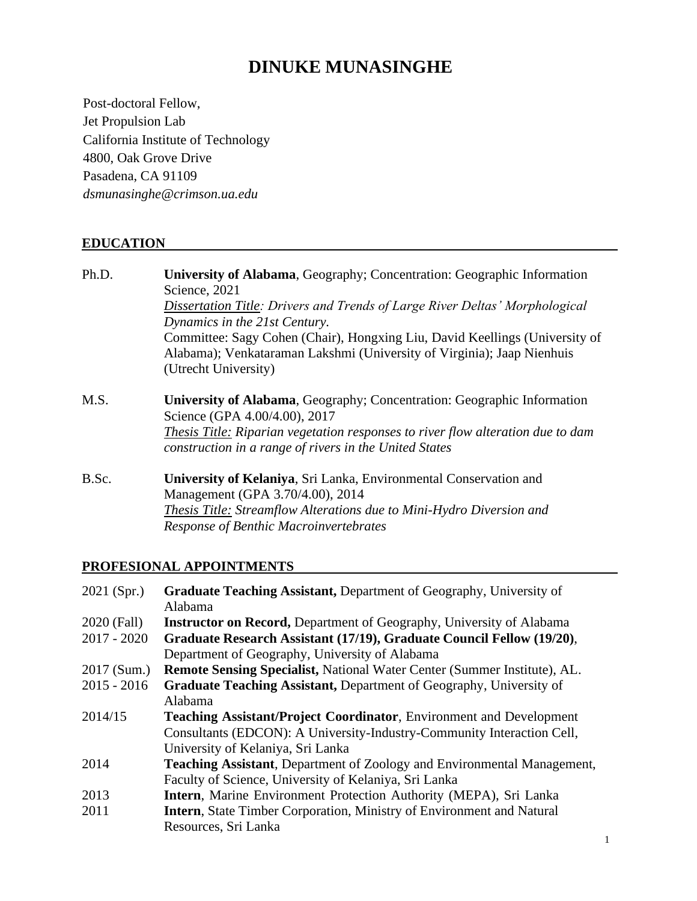# DINUKE MUNASINGHE

Post-doctoral Fellow,
Jet Propulsion Lab
California Institute of Technology
4800, Oak Grove Drive
Pasadena, CA 91109
*dsmunasinghe@crimson.ua.edu*

## EDUCATION

Ph.D. **University of Alabama**, Geography; Concentration: Geographic Information Science, 2021
*Dissertation Title: Drivers and Trends of Large River Deltas' Morphological Dynamics in the 21st Century.*
Committee: Sagy Cohen (Chair), Hongxing Liu, David Keellings (University of Alabama); Venkataraman Lakshmi (University of Virginia); Jaap Nienhuis (Utrecht University)

M.S. **University of Alabama**, Geography; Concentration: Geographic Information Science (GPA 4.00/4.00), 2017
*Thesis Title: Riparian vegetation responses to river flow alteration due to dam construction in a range of rivers in the United States*

B.Sc. **University of Kelaniya**, Sri Lanka, Environmental Conservation and Management (GPA 3.70/4.00), 2014
*Thesis Title: Streamflow Alterations due to Mini-Hydro Diversion and Response of Benthic Macroinvertebrates*

## PROFESIONAL APPOINTMENTS

2021 (Spr.) **Graduate Teaching Assistant,** Department of Geography, University of Alabama

2020 (Fall) **Instructor on Record,** Department of Geography, University of Alabama

2017 - 2020 **Graduate Research Assistant (17/19), Graduate Council Fellow (19/20)**, Department of Geography, University of Alabama

2017 (Sum.) **Remote Sensing Specialist,** National Water Center (Summer Institute), AL.

2015 - 2016 **Graduate Teaching Assistant,** Department of Geography, University of Alabama

2014/15 **Teaching Assistant/Project Coordinator**, Environment and Development Consultants (EDCON): A University-Industry-Community Interaction Cell, University of Kelaniya, Sri Lanka

2014 **Teaching Assistant**, Department of Zoology and Environmental Management, Faculty of Science, University of Kelaniya, Sri Lanka

2013 **Intern**, Marine Environment Protection Authority (MEPA), Sri Lanka

2011 **Intern**, State Timber Corporation, Ministry of Environment and Natural Resources, Sri Lanka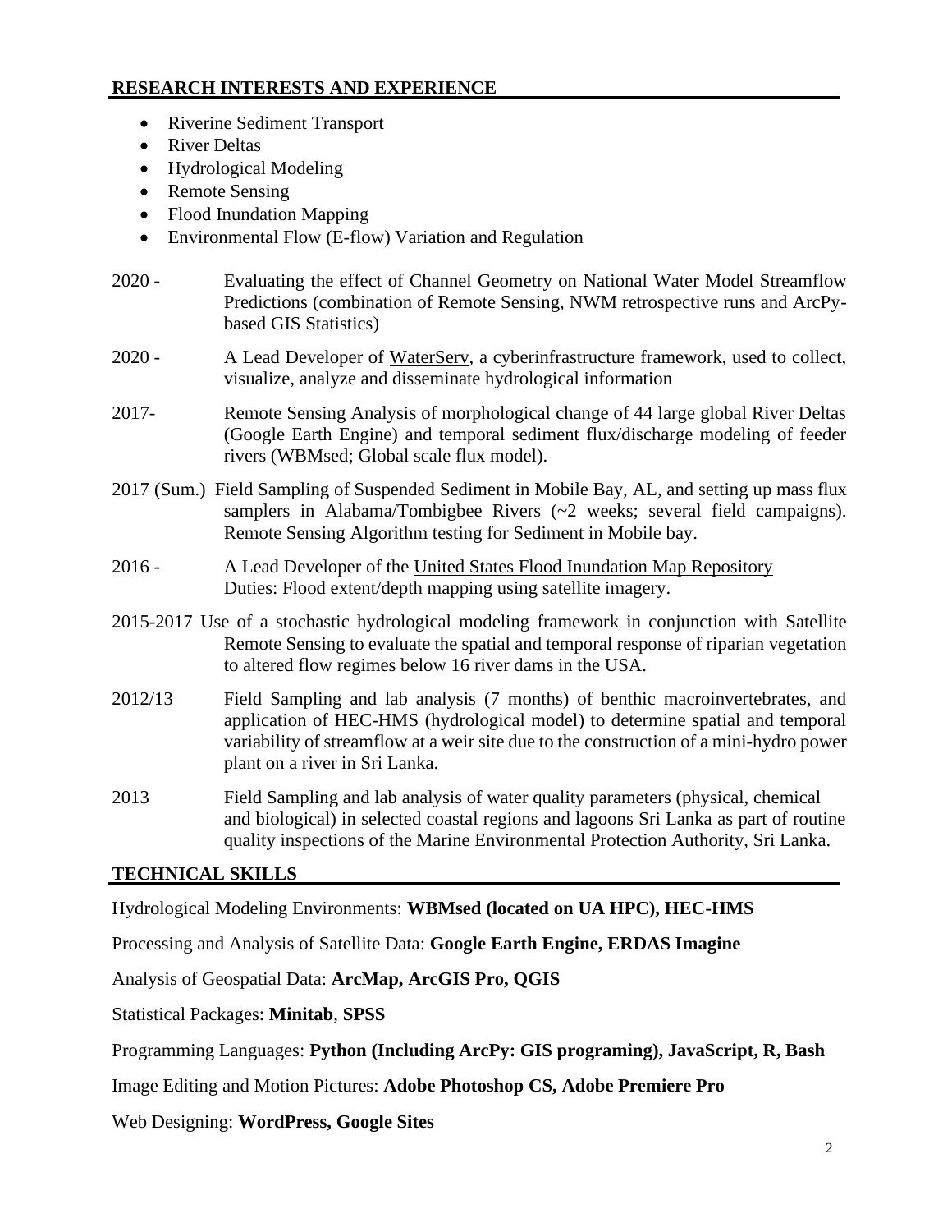## RESEARCH INTERESTS AND EXPERIENCE

- Riverine Sediment Transport
- River Deltas
- Hydrological Modeling
- Remote Sensing
- Flood Inundation Mapping
- Environmental Flow (E-flow) Variation and Regulation

2020 - Evaluating the effect of Channel Geometry on National Water Model Streamflow Predictions (combination of Remote Sensing, NWM retrospective runs and ArcPy-based GIS Statistics)

2020 - A Lead Developer of WaterServ, a cyberinfrastructure framework, used to collect, visualize, analyze and disseminate hydrological information

2017- Remote Sensing Analysis of morphological change of 44 large global River Deltas (Google Earth Engine) and temporal sediment flux/discharge modeling of feeder rivers (WBMsed; Global scale flux model).

2017 (Sum.) Field Sampling of Suspended Sediment in Mobile Bay, AL, and setting up mass flux samplers in Alabama/Tombigbee Rivers (~2 weeks; several field campaigns). Remote Sensing Algorithm testing for Sediment in Mobile bay.

2016 - A Lead Developer of the United States Flood Inundation Map Repository
Duties: Flood extent/depth mapping using satellite imagery.

2015-2017 Use of a stochastic hydrological modeling framework in conjunction with Satellite Remote Sensing to evaluate the spatial and temporal response of riparian vegetation to altered flow regimes below 16 river dams in the USA.

2012/13 Field Sampling and lab analysis (7 months) of benthic macroinvertebrates, and application of HEC-HMS (hydrological model) to determine spatial and temporal variability of streamflow at a weir site due to the construction of a mini-hydro power plant on a river in Sri Lanka.

2013 Field Sampling and lab analysis of water quality parameters (physical, chemical and biological) in selected coastal regions and lagoons Sri Lanka as part of routine quality inspections of the Marine Environmental Protection Authority, Sri Lanka.

## TECHNICAL SKILLS

Hydrological Modeling Environments: **WBMsed (located on UA HPC), HEC-HMS**

Processing and Analysis of Satellite Data: **Google Earth Engine, ERDAS Imagine**

Analysis of Geospatial Data: **ArcMap, ArcGIS Pro, QGIS**

Statistical Packages: **Minitab**, **SPSS**

Programming Languages: **Python (Including ArcPy: GIS programing), JavaScript, R, Bash**

Image Editing and Motion Pictures: **Adobe Photoshop CS, Adobe Premiere Pro**

Web Designing: **WordPress, Google Sites**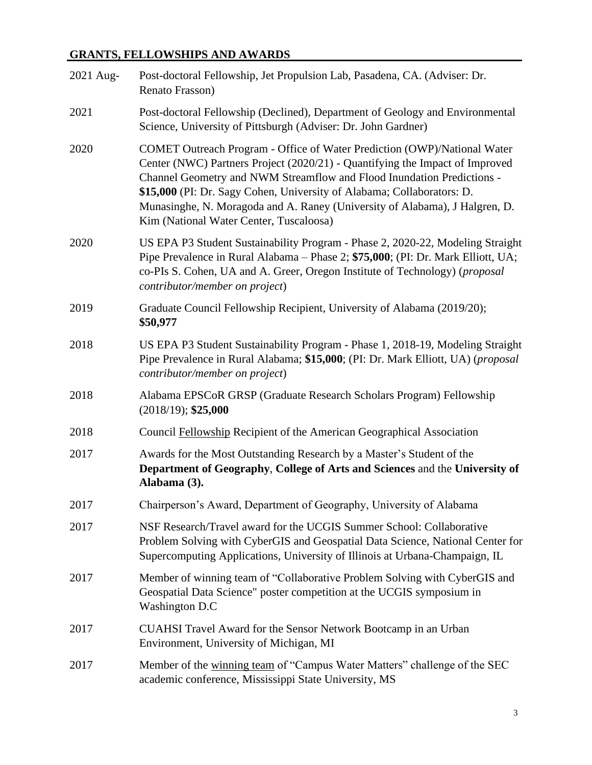## GRANTS, FELLOWSHIPS AND AWARDS

| | |
|---|---|
| 2021 Aug- | Post-doctoral Fellowship, Jet Propulsion Lab, Pasadena, CA. (Adviser: Dr. Renato Frasson) |
| 2021 | Post-doctoral Fellowship (Declined), Department of Geology and Environmental Science, University of Pittsburgh (Adviser: Dr. John Gardner) |
| 2020 | COMET Outreach Program - Office of Water Prediction (OWP)/National Water Center (NWC) Partners Project (2020/21) - Quantifying the Impact of Improved Channel Geometry and NWM Streamflow and Flood Inundation Predictions - **$15,000** (PI: Dr. Sagy Cohen, University of Alabama; Collaborators: D. Munasinghe, N. Moragoda and A. Raney (University of Alabama), J Halgren, D. Kim (National Water Center, Tuscaloosa) |
| 2020 | US EPA P3 Student Sustainability Program - Phase 2, 2020-22, Modeling Straight Pipe Prevalence in Rural Alabama – Phase 2; **$75,000**; (PI: Dr. Mark Elliott, UA; co-PIs S. Cohen, UA and A. Greer, Oregon Institute of Technology) (*proposal contributor/member on project*) |
| 2019 | Graduate Council Fellowship Recipient, University of Alabama (2019/20); **$50,977** |
| 2018 | US EPA P3 Student Sustainability Program - Phase 1, 2018-19, Modeling Straight Pipe Prevalence in Rural Alabama; **$15,000**; (PI: Dr. Mark Elliott, UA) (*proposal contributor/member on project*) |
| 2018 | Alabama EPSCoR GRSP (Graduate Research Scholars Program) Fellowship (2018/19); **$25,000** |
| 2018 | Council Fellowship Recipient of the American Geographical Association |
| 2017 | Awards for the Most Outstanding Research by a Master's Student of the **Department of Geography**, **College of Arts and Sciences** and the **University of Alabama (3).** |
| 2017 | Chairperson's Award, Department of Geography, University of Alabama |
| 2017 | NSF Research/Travel award for the UCGIS Summer School: Collaborative Problem Solving with CyberGIS and Geospatial Data Science, National Center for Supercomputing Applications, University of Illinois at Urbana-Champaign, IL |
| 2017 | Member of winning team of "Collaborative Problem Solving with CyberGIS and Geospatial Data Science" poster competition at the UCGIS symposium in Washington D.C |
| 2017 | CUAHSI Travel Award for the Sensor Network Bootcamp in an Urban Environment, University of Michigan, MI |
| 2017 | Member of the winning team of "Campus Water Matters" challenge of the SEC academic conference, Mississippi State University, MS |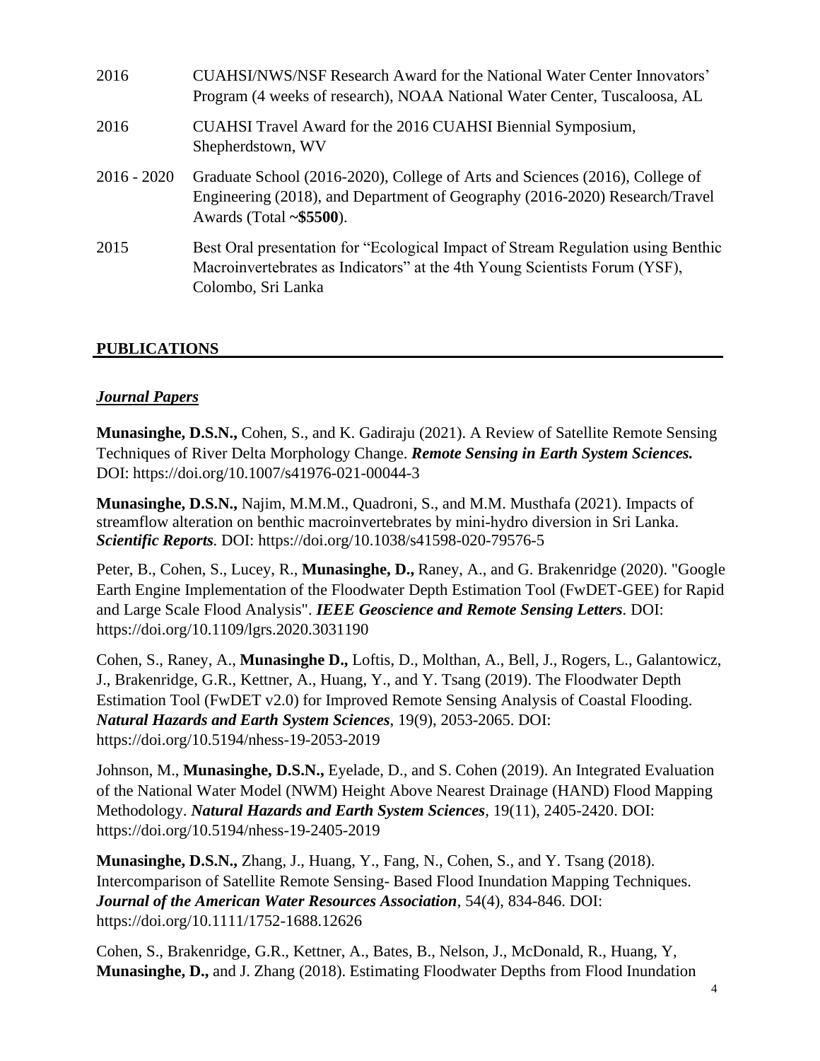| | |
|---|---|
| 2016 | CUAHSI/NWS/NSF Research Award for the National Water Center Innovators' Program (4 weeks of research), NOAA National Water Center, Tuscaloosa, AL |
| 2016 | CUAHSI Travel Award for the 2016 CUAHSI Biennial Symposium, Shepherdstown, WV |
| 2016 - 2020 | Graduate School (2016-2020), College of Arts and Sciences (2016), College of Engineering (2018), and Department of Geography (2016-2020) Research/Travel Awards (Total **~$5500**). |
| 2015 | Best Oral presentation for "Ecological Impact of Stream Regulation using Benthic Macroinvertebrates as Indicators" at the 4th Young Scientists Forum (YSF), Colombo, Sri Lanka |

## PUBLICATIONS

### ***Journal Papers***

**Munasinghe, D.S.N.,** Cohen, S., and K. Gadiraju (2021). A Review of Satellite Remote Sensing Techniques of River Delta Morphology Change. ***Remote Sensing in Earth System Sciences.*** DOI: https://doi.org/10.1007/s41976-021-00044-3

**Munasinghe, D.S.N.,** Najim, M.M.M., Quadroni, S., and M.M. Musthafa (2021). Impacts of streamflow alteration on benthic macroinvertebrates by mini-hydro diversion in Sri Lanka. ***Scientific Reports*.** DOI: https://doi.org/10.1038/s41598-020-79576-5

Peter, B., Cohen, S., Lucey, R., **Munasinghe, D.,** Raney, A., and G. Brakenridge (2020). "Google Earth Engine Implementation of the Floodwater Depth Estimation Tool (FwDET-GEE) for Rapid and Large Scale Flood Analysis". ***IEEE Geoscience and Remote Sensing Letters*.** DOI: https://doi.org/10.1109/lgrs.2020.3031190

Cohen, S., Raney, A., **Munasinghe D.,** Loftis, D., Molthan, A., Bell, J., Rogers, L., Galantowicz, J., Brakenridge, G.R., Kettner, A., Huang, Y., and Y. Tsang (2019). The Floodwater Depth Estimation Tool (FwDET v2.0) for Improved Remote Sensing Analysis of Coastal Flooding. ***Natural Hazards and Earth System Sciences***, 19(9), 2053-2065. DOI: https://doi.org/10.5194/nhess-19-2053-2019

Johnson, M., **Munasinghe, D.S.N.,** Eyelade, D., and S. Cohen (2019). An Integrated Evaluation of the National Water Model (NWM) Height Above Nearest Drainage (HAND) Flood Mapping Methodology. ***Natural Hazards and Earth System Sciences***, 19(11), 2405-2420. DOI: https://doi.org/10.5194/nhess-19-2405-2019

**Munasinghe, D.S.N.,** Zhang, J., Huang, Y., Fang, N., Cohen, S., and Y. Tsang (2018). Intercomparison of Satellite Remote Sensing- Based Flood Inundation Mapping Techniques. ***Journal of the American Water Resources Association***, 54(4), 834-846. DOI: https://doi.org/10.1111/1752-1688.12626

Cohen, S., Brakenridge, G.R., Kettner, A., Bates, B., Nelson, J., McDonald, R., Huang, Y, **Munasinghe, D.,** and J. Zhang (2018). Estimating Floodwater Depths from Flood Inundation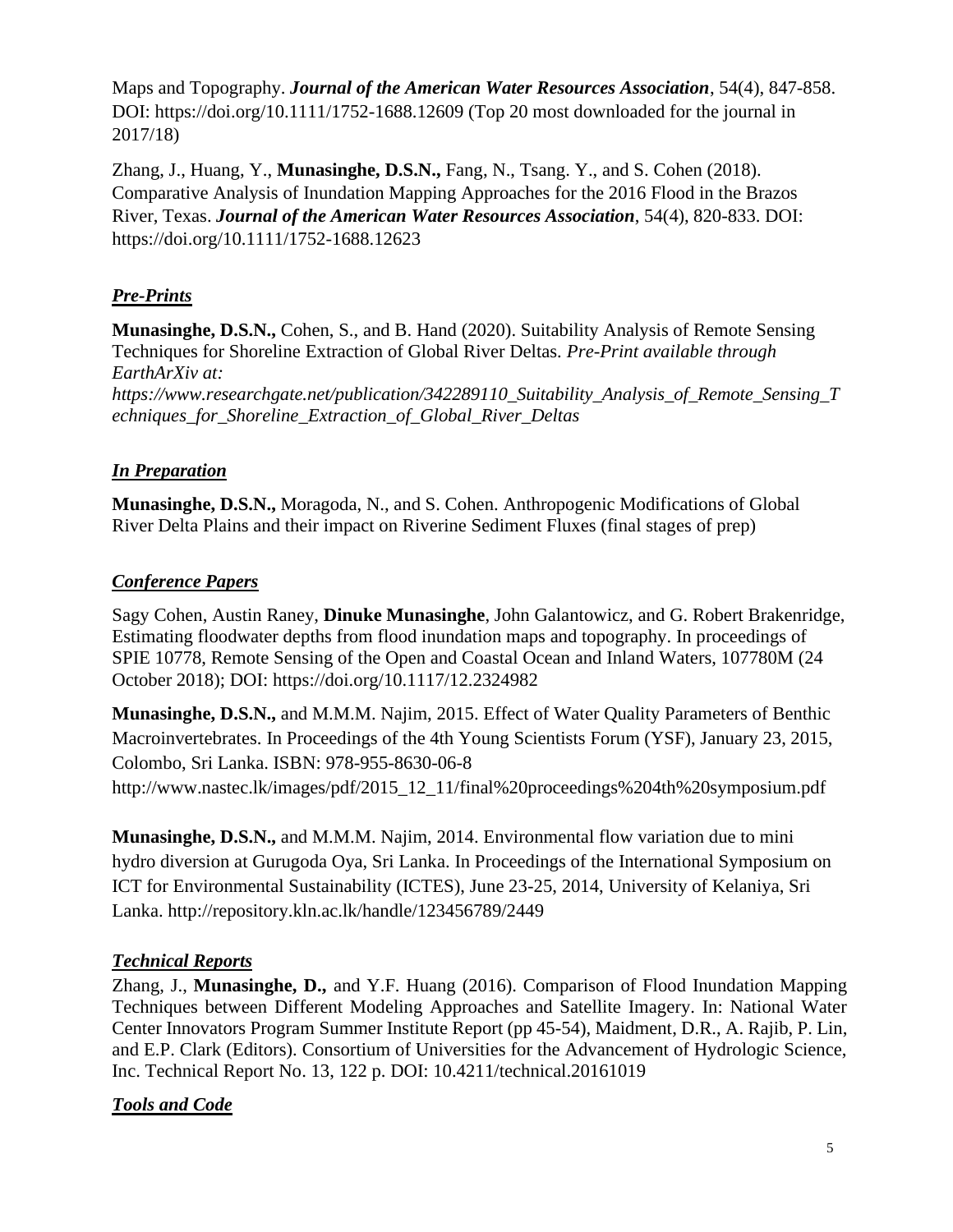Maps and Topography. ***Journal of the American Water Resources Association***, 54(4), 847-858. DOI: https://doi.org/10.1111/1752-1688.12609 (Top 20 most downloaded for the journal in 2017/18)

Zhang, J., Huang, Y., **Munasinghe, D.S.N.,** Fang, N., Tsang. Y., and S. Cohen (2018). Comparative Analysis of Inundation Mapping Approaches for the 2016 Flood in the Brazos River, Texas. ***Journal of the American Water Resources Association***, 54(4), 820-833. DOI: https://doi.org/10.1111/1752-1688.12623

## ***Pre-Prints***

**Munasinghe, D.S.N.,** Cohen, S., and B. Hand (2020). Suitability Analysis of Remote Sensing Techniques for Shoreline Extraction of Global River Deltas. *Pre-Print available through EarthArXiv at: https://www.researchgate.net/publication/342289110_Suitability_Analysis_of_Remote_Sensing_Techniques_for_Shoreline_Extraction_of_Global_River_Deltas*

## ***In Preparation***

**Munasinghe, D.S.N.,** Moragoda, N., and S. Cohen. Anthropogenic Modifications of Global River Delta Plains and their impact on Riverine Sediment Fluxes (final stages of prep)

## ***Conference Papers***

Sagy Cohen, Austin Raney, **Dinuke Munasinghe**, John Galantowicz, and G. Robert Brakenridge, Estimating floodwater depths from flood inundation maps and topography. In proceedings of SPIE 10778, Remote Sensing of the Open and Coastal Ocean and Inland Waters, 107780M (24 October 2018); DOI: https://doi.org/10.1117/12.2324982

**Munasinghe, D.S.N.,** and M.M.M. Najim, 2015. Effect of Water Quality Parameters of Benthic Macroinvertebrates. In Proceedings of the 4th Young Scientists Forum (YSF), January 23, 2015, Colombo, Sri Lanka. ISBN: 978-955-8630-06-8
http://www.nastec.lk/images/pdf/2015_12_11/final%20proceedings%204th%20symposium.pdf

**Munasinghe, D.S.N.,** and M.M.M. Najim, 2014. Environmental flow variation due to mini hydro diversion at Gurugoda Oya, Sri Lanka. In Proceedings of the International Symposium on ICT for Environmental Sustainability (ICTES), June 23-25, 2014, University of Kelaniya, Sri Lanka. http://repository.kln.ac.lk/handle/123456789/2449

## ***Technical Reports***

Zhang, J., **Munasinghe, D.,** and Y.F. Huang (2016). Comparison of Flood Inundation Mapping Techniques between Different Modeling Approaches and Satellite Imagery. In: National Water Center Innovators Program Summer Institute Report (pp 45-54), Maidment, D.R., A. Rajib, P. Lin, and E.P. Clark (Editors). Consortium of Universities for the Advancement of Hydrologic Science, Inc. Technical Report No. 13, 122 p. DOI: 10.4211/technical.20161019

## ***Tools and Code***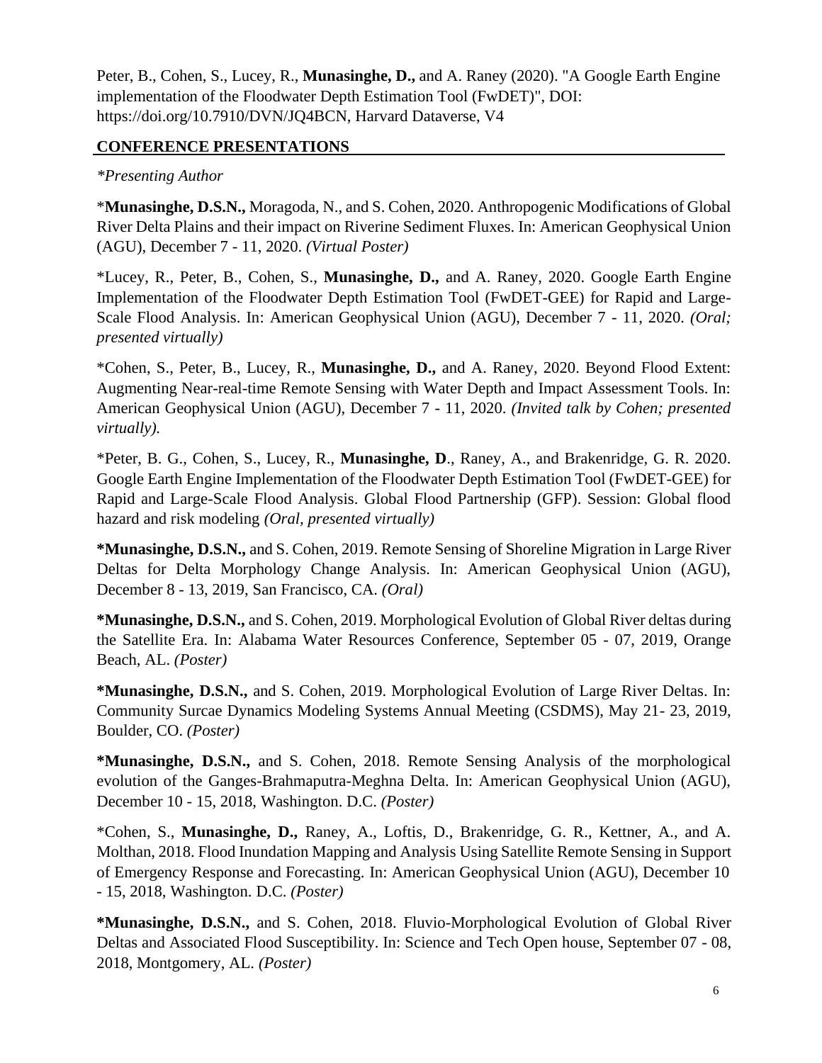Peter, B., Cohen, S., Lucey, R., **Munasinghe, D.,** and A. Raney (2020). "A Google Earth Engine implementation of the Floodwater Depth Estimation Tool (FwDET)", DOI: https://doi.org/10.7910/DVN/JQ4BCN, Harvard Dataverse, V4

## CONFERENCE PRESENTATIONS

*\*Presenting Author*

\***Munasinghe, D.S.N.,** Moragoda, N., and S. Cohen, 2020. Anthropogenic Modifications of Global River Delta Plains and their impact on Riverine Sediment Fluxes. In: American Geophysical Union (AGU), December 7 - 11, 2020. *(Virtual Poster)*

\*Lucey, R., Peter, B., Cohen, S., **Munasinghe, D.,** and A. Raney, 2020. Google Earth Engine Implementation of the Floodwater Depth Estimation Tool (FwDET-GEE) for Rapid and Large-Scale Flood Analysis. In: American Geophysical Union (AGU), December 7 - 11, 2020. *(Oral; presented virtually)*

\*Cohen, S., Peter, B., Lucey, R., **Munasinghe, D.,** and A. Raney, 2020. Beyond Flood Extent: Augmenting Near-real-time Remote Sensing with Water Depth and Impact Assessment Tools. In: American Geophysical Union (AGU), December 7 - 11, 2020. *(Invited talk by Cohen; presented virtually).*

\*Peter, B. G., Cohen, S., Lucey, R., **Munasinghe, D**., Raney, A., and Brakenridge, G. R. 2020. Google Earth Engine Implementation of the Floodwater Depth Estimation Tool (FwDET-GEE) for Rapid and Large-Scale Flood Analysis. Global Flood Partnership (GFP). Session: Global flood hazard and risk modeling *(Oral, presented virtually)*

**\*Munasinghe, D.S.N.,** and S. Cohen, 2019. Remote Sensing of Shoreline Migration in Large River Deltas for Delta Morphology Change Analysis. In: American Geophysical Union (AGU), December 8 - 13, 2019, San Francisco, CA. *(Oral)*

**\*Munasinghe, D.S.N.,** and S. Cohen, 2019. Morphological Evolution of Global River deltas during the Satellite Era. In: Alabama Water Resources Conference, September 05 - 07, 2019, Orange Beach, AL. *(Poster)*

**\*Munasinghe, D.S.N.,** and S. Cohen, 2019. Morphological Evolution of Large River Deltas. In: Community Surcae Dynamics Modeling Systems Annual Meeting (CSDMS), May 21- 23, 2019, Boulder, CO. *(Poster)*

**\*Munasinghe, D.S.N.,** and S. Cohen, 2018. Remote Sensing Analysis of the morphological evolution of the Ganges-Brahmaputra-Meghna Delta. In: American Geophysical Union (AGU), December 10 - 15, 2018, Washington. D.C. *(Poster)*

\*Cohen, S., **Munasinghe, D.,** Raney, A., Loftis, D., Brakenridge, G. R., Kettner, A., and A. Molthan, 2018. Flood Inundation Mapping and Analysis Using Satellite Remote Sensing in Support of Emergency Response and Forecasting. In: American Geophysical Union (AGU), December 10 - 15, 2018, Washington. D.C. *(Poster)*

**\*Munasinghe, D.S.N.,** and S. Cohen, 2018. Fluvio-Morphological Evolution of Global River Deltas and Associated Flood Susceptibility. In: Science and Tech Open house, September 07 - 08, 2018, Montgomery, AL. *(Poster)*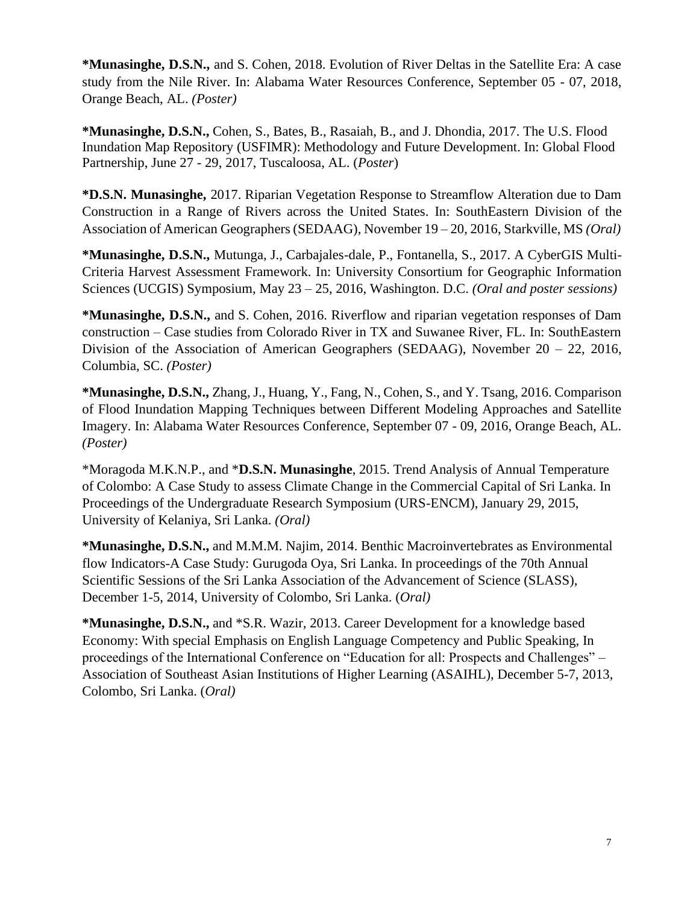**\*Munasinghe, D.S.N.,** and S. Cohen, 2018. Evolution of River Deltas in the Satellite Era: A case study from the Nile River. In: Alabama Water Resources Conference, September 05 - 07, 2018, Orange Beach, AL. *(Poster)*

**\*Munasinghe, D.S.N.,** Cohen, S., Bates, B., Rasaiah, B., and J. Dhondia, 2017. The U.S. Flood Inundation Map Repository (USFIMR): Methodology and Future Development. In: Global Flood Partnership, June 27 - 29, 2017, Tuscaloosa, AL. (*Poster*)

**\*D.S.N. Munasinghe,** 2017. Riparian Vegetation Response to Streamflow Alteration due to Dam Construction in a Range of Rivers across the United States. In: SouthEastern Division of the Association of American Geographers (SEDAAG), November 19 – 20, 2016, Starkville, MS *(Oral)*

**\*Munasinghe, D.S.N.,** Mutunga, J., Carbajales-dale, P., Fontanella, S., 2017. A CyberGIS Multi-Criteria Harvest Assessment Framework. In: University Consortium for Geographic Information Sciences (UCGIS) Symposium, May 23 – 25, 2016, Washington. D.C. *(Oral and poster sessions)*

**\*Munasinghe, D.S.N.,** and S. Cohen, 2016. Riverflow and riparian vegetation responses of Dam construction – Case studies from Colorado River in TX and Suwanee River, FL. In: SouthEastern Division of the Association of American Geographers (SEDAAG), November 20 – 22, 2016, Columbia, SC. *(Poster)*

**\*Munasinghe, D.S.N.,** Zhang, J., Huang, Y., Fang, N., Cohen, S., and Y. Tsang, 2016. Comparison of Flood Inundation Mapping Techniques between Different Modeling Approaches and Satellite Imagery. In: Alabama Water Resources Conference, September 07 - 09, 2016, Orange Beach, AL. *(Poster)*

\*Moragoda M.K.N.P., and \***D.S.N. Munasinghe**, 2015. Trend Analysis of Annual Temperature of Colombo: A Case Study to assess Climate Change in the Commercial Capital of Sri Lanka. In Proceedings of the Undergraduate Research Symposium (URS-ENCM), January 29, 2015, University of Kelaniya, Sri Lanka. *(Oral)*

**\*Munasinghe, D.S.N.,** and M.M.M. Najim, 2014. Benthic Macroinvertebrates as Environmental flow Indicators-A Case Study: Gurugoda Oya, Sri Lanka. In proceedings of the 70th Annual Scientific Sessions of the Sri Lanka Association of the Advancement of Science (SLASS), December 1-5, 2014, University of Colombo, Sri Lanka. (*Oral)*

**\*Munasinghe, D.S.N.,** and \*S.R. Wazir, 2013. Career Development for a knowledge based Economy: With special Emphasis on English Language Competency and Public Speaking, In proceedings of the International Conference on "Education for all: Prospects and Challenges" – Association of Southeast Asian Institutions of Higher Learning (ASAIHL), December 5-7, 2013, Colombo, Sri Lanka. (*Oral)*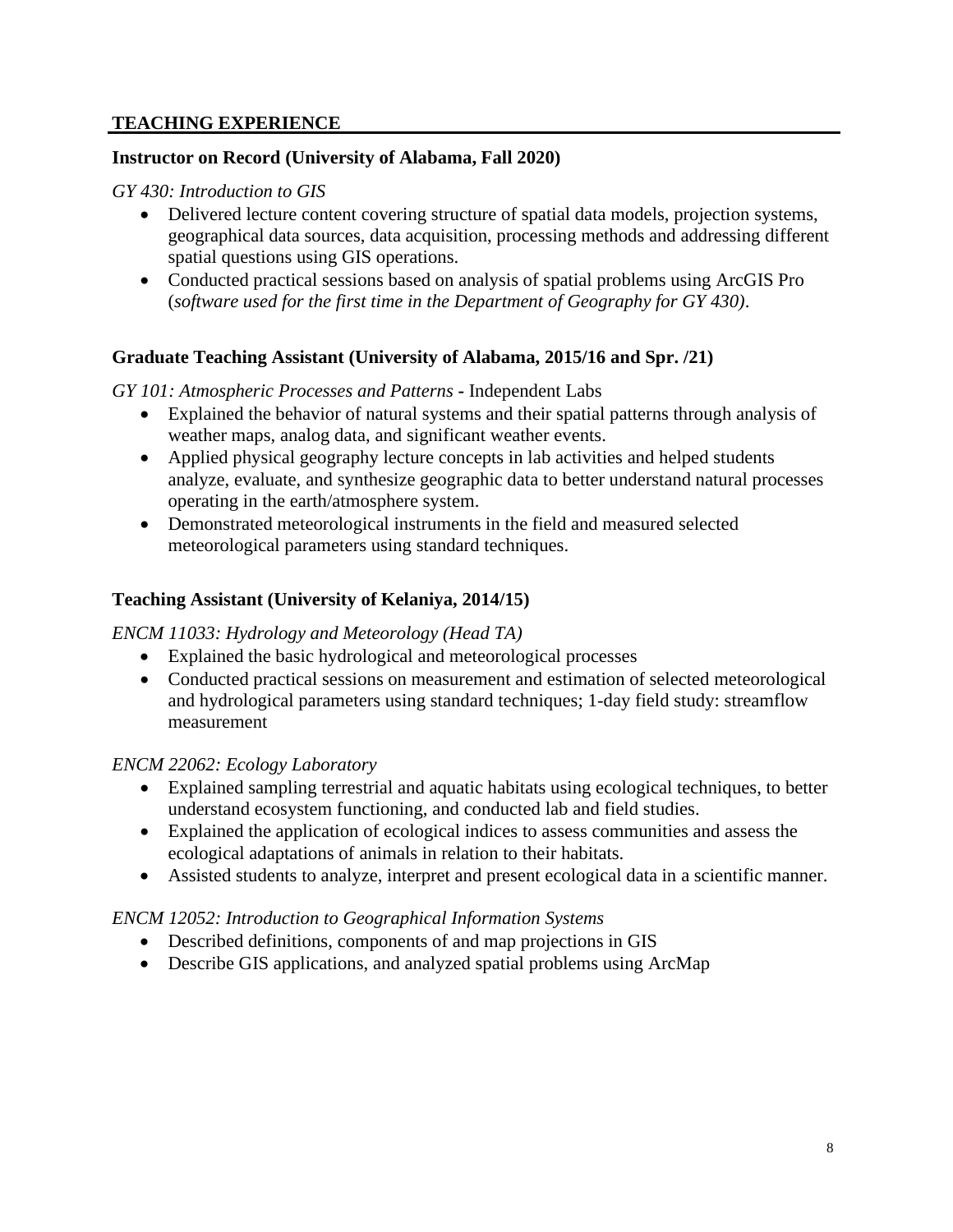## TEACHING EXPERIENCE

### Instructor on Record (University of Alabama, Fall 2020)

*GY 430: Introduction to GIS*

- Delivered lecture content covering structure of spatial data models, projection systems, geographical data sources, data acquisition, processing methods and addressing different spatial questions using GIS operations.
- Conducted practical sessions based on analysis of spatial problems using ArcGIS Pro (*software used for the first time in the Department of Geography for GY 430)*.

### Graduate Teaching Assistant (University of Alabama, 2015/16 and Spr. /21)

*GY 101: Atmospheric Processes and Patterns* - Independent Labs

- Explained the behavior of natural systems and their spatial patterns through analysis of weather maps, analog data, and significant weather events.
- Applied physical geography lecture concepts in lab activities and helped students analyze, evaluate, and synthesize geographic data to better understand natural processes operating in the earth/atmosphere system.
- Demonstrated meteorological instruments in the field and measured selected meteorological parameters using standard techniques.

### Teaching Assistant (University of Kelaniya, 2014/15)

*ENCM 11033: Hydrology and Meteorology (Head TA)*

- Explained the basic hydrological and meteorological processes
- Conducted practical sessions on measurement and estimation of selected meteorological and hydrological parameters using standard techniques; 1-day field study: streamflow measurement

*ENCM 22062: Ecology Laboratory*

- Explained sampling terrestrial and aquatic habitats using ecological techniques, to better understand ecosystem functioning, and conducted lab and field studies.
- Explained the application of ecological indices to assess communities and assess the ecological adaptations of animals in relation to their habitats.
- Assisted students to analyze, interpret and present ecological data in a scientific manner.

*ENCM 12052: Introduction to Geographical Information Systems*

- Described definitions, components of and map projections in GIS
- Describe GIS applications, and analyzed spatial problems using ArcMap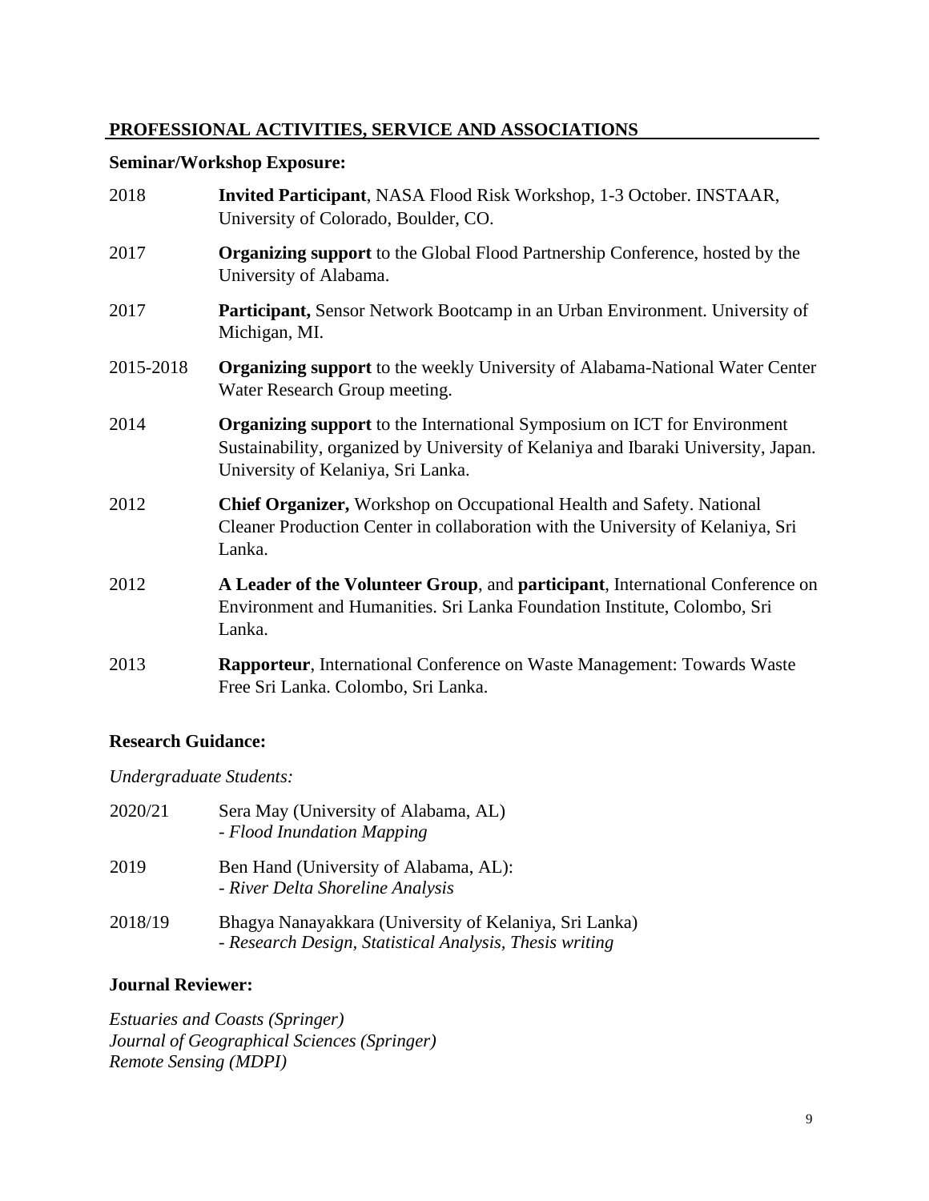## PROFESSIONAL ACTIVITIES, SERVICE AND ASSOCIATIONS

**Seminar/Workshop Exposure:**

2018 — **Invited Participant**, NASA Flood Risk Workshop, 1-3 October. INSTAAR, University of Colorado, Boulder, CO.

2017 — **Organizing support** to the Global Flood Partnership Conference, hosted by the University of Alabama.

2017 — **Participant,** Sensor Network Bootcamp in an Urban Environment. University of Michigan, MI.

2015-2018 — **Organizing support** to the weekly University of Alabama-National Water Center Water Research Group meeting.

2014 — **Organizing support** to the International Symposium on ICT for Environment Sustainability, organized by University of Kelaniya and Ibaraki University, Japan. University of Kelaniya, Sri Lanka.

2012 — **Chief Organizer,** Workshop on Occupational Health and Safety. National Cleaner Production Center in collaboration with the University of Kelaniya, Sri Lanka.

2012 — **A Leader of the Volunteer Group**, and **participant**, International Conference on Environment and Humanities. Sri Lanka Foundation Institute, Colombo, Sri Lanka.

2013 — **Rapporteur**, International Conference on Waste Management: Towards Waste Free Sri Lanka. Colombo, Sri Lanka.

**Research Guidance:**

*Undergraduate Students:*

2020/21 — Sera May (University of Alabama, AL)
- *Flood Inundation Mapping*

2019 — Ben Hand (University of Alabama, AL):
- *River Delta Shoreline Analysis*

2018/19 — Bhagya Nanayakkara (University of Kelaniya, Sri Lanka)
- *Research Design, Statistical Analysis, Thesis writing*

**Journal Reviewer:**

*Estuaries and Coasts (Springer)*
*Journal of Geographical Sciences (Springer)*
*Remote Sensing (MDPI)*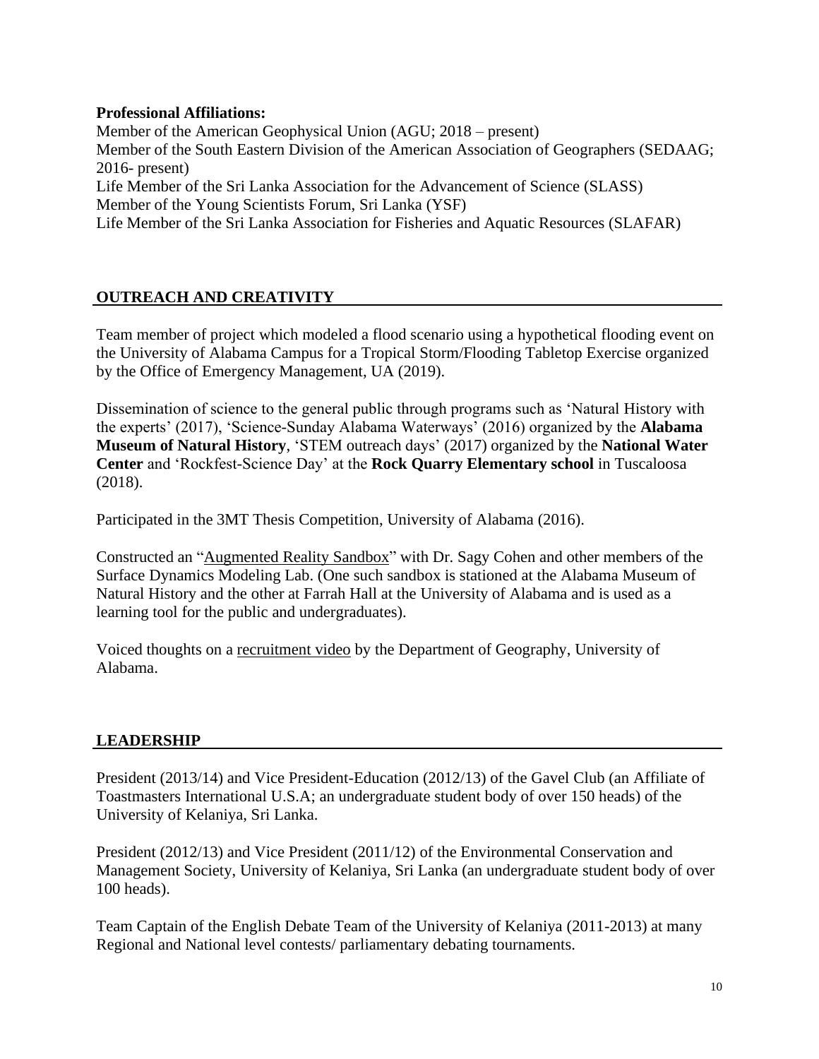**Professional Affiliations:**

Member of the American Geophysical Union (AGU; 2018 – present)
Member of the South Eastern Division of the American Association of Geographers (SEDAAG; 2016- present)
Life Member of the Sri Lanka Association for the Advancement of Science (SLASS)
Member of the Young Scientists Forum, Sri Lanka (YSF)
Life Member of the Sri Lanka Association for Fisheries and Aquatic Resources (SLAFAR)

## OUTREACH AND CREATIVITY

Team member of project which modeled a flood scenario using a hypothetical flooding event on the University of Alabama Campus for a Tropical Storm/Flooding Tabletop Exercise organized by the Office of Emergency Management, UA (2019).

Dissemination of science to the general public through programs such as 'Natural History with the experts' (2017), 'Science-Sunday Alabama Waterways' (2016) organized by the **Alabama Museum of Natural History**, 'STEM outreach days' (2017) organized by the **National Water Center** and 'Rockfest-Science Day' at the **Rock Quarry Elementary school** in Tuscaloosa (2018).

Participated in the 3MT Thesis Competition, University of Alabama (2016).

Constructed an "Augmented Reality Sandbox" with Dr. Sagy Cohen and other members of the Surface Dynamics Modeling Lab. (One such sandbox is stationed at the Alabama Museum of Natural History and the other at Farrah Hall at the University of Alabama and is used as a learning tool for the public and undergraduates).

Voiced thoughts on a recruitment video by the Department of Geography, University of Alabama.

## LEADERSHIP

President (2013/14) and Vice President-Education (2012/13) of the Gavel Club (an Affiliate of Toastmasters International U.S.A; an undergraduate student body of over 150 heads) of the University of Kelaniya, Sri Lanka.

President (2012/13) and Vice President (2011/12) of the Environmental Conservation and Management Society, University of Kelaniya, Sri Lanka (an undergraduate student body of over 100 heads).

Team Captain of the English Debate Team of the University of Kelaniya (2011-2013) at many Regional and National level contests/ parliamentary debating tournaments.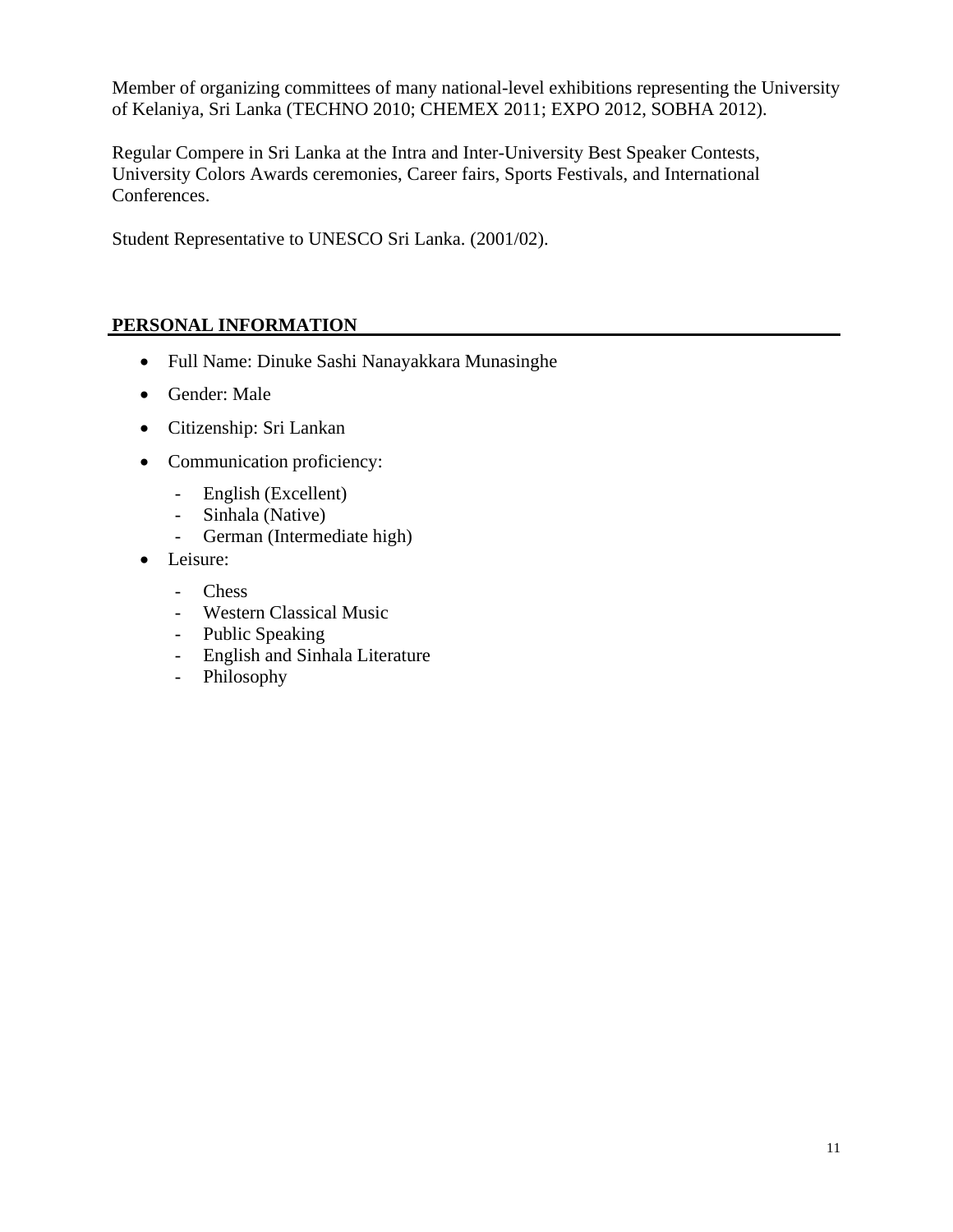Member of organizing committees of many national-level exhibitions representing the University of Kelaniya, Sri Lanka (TECHNO 2010; CHEMEX 2011; EXPO 2012, SOBHA 2012).

Regular Compere in Sri Lanka at the Intra and Inter-University Best Speaker Contests, University Colors Awards ceremonies, Career fairs, Sports Festivals, and International Conferences.

Student Representative to UNESCO Sri Lanka. (2001/02).

## PERSONAL INFORMATION

- Full Name: Dinuke Sashi Nanayakkara Munasinghe
- Gender: Male
- Citizenship: Sri Lankan
- Communication proficiency:
  - English (Excellent)
  - Sinhala (Native)
  - German (Intermediate high)
- Leisure:
  - Chess
  - Western Classical Music
  - Public Speaking
  - English and Sinhala Literature
  - Philosophy